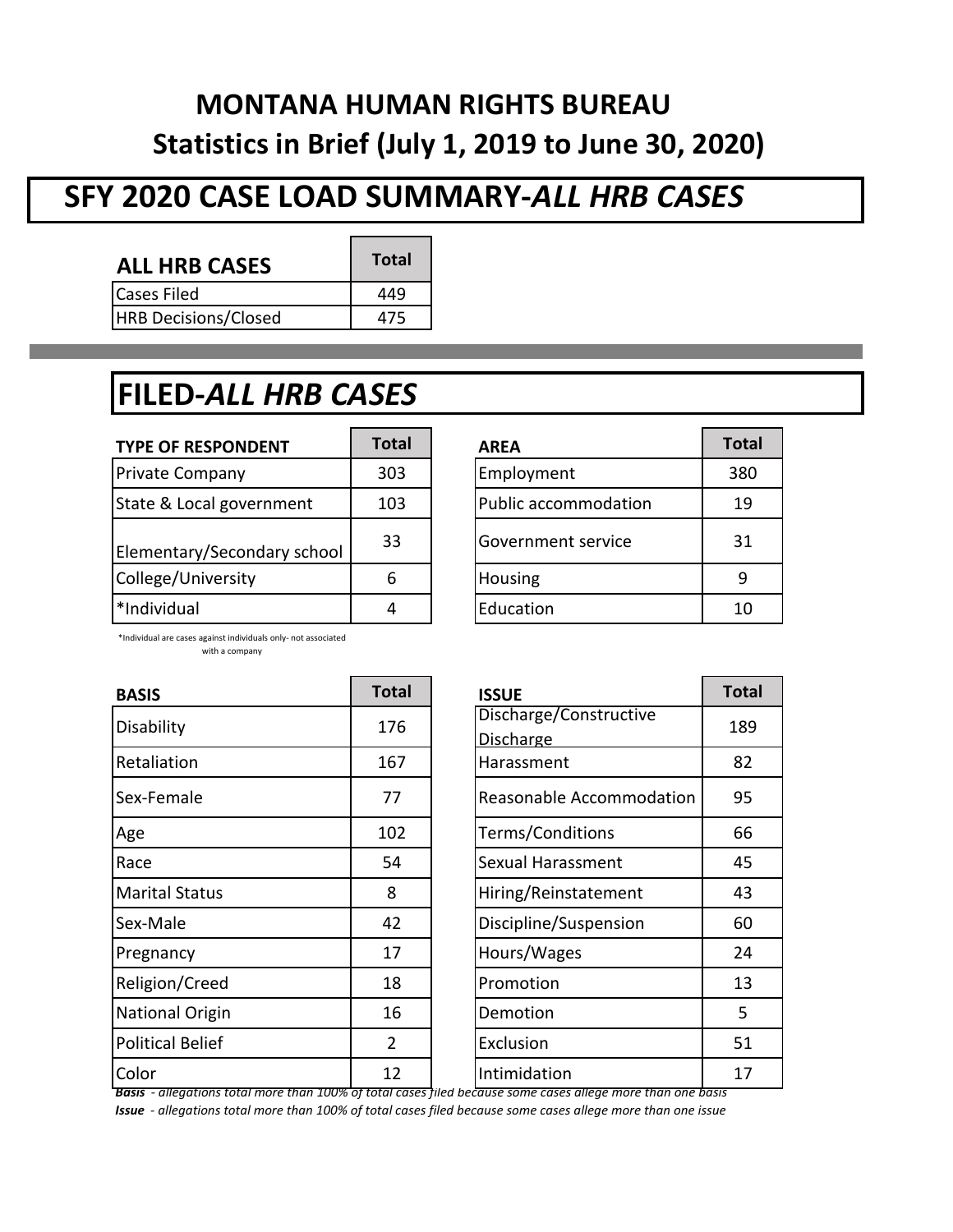# MONTANA HUMAN RIGHTS BUREAU

## Statistics in Brief (July 1, 2019 to June 30, 2020)

## SFY 2020 CASE LOAD SUMMARY-*ALL HRB CASES*

| ALL HRB CASES | Total |
|---|---|
| Cases Filed | 449 |
| HRB Decisions/Closed | 475 |

## FILED-*ALL HRB CASES*

| TYPE OF RESPONDENT | Total |
|---|---|
| Private Company | 303 |
| State & Local government | 103 |
| Elementary/Secondary school | 33 |
| College/University | 6 |
| *Individual | 4 |

*Individual are cases against individuals only- not associated with a company

| AREA | Total |
|---|---|
| Employment | 380 |
| Public accommodation | 19 |
| Government service | 31 |
| Housing | 9 |
| Education | 10 |

| BASIS | Total |
|---|---|
| Disability | 176 |
| Retaliation | 167 |
| Sex-Female | 77 |
| Age | 102 |
| Race | 54 |
| Marital Status | 8 |
| Sex-Male | 42 |
| Pregnancy | 17 |
| Religion/Creed | 18 |
| National Origin | 16 |
| Political Belief | 2 |
| Color | 12 |

| ISSUE | Total |
|---|---|
| Discharge/Constructive Discharge | 189 |
| Harassment | 82 |
| Reasonable Accommodation | 95 |
| Terms/Conditions | 66 |
| Sexual Harassment | 45 |
| Hiring/Reinstatement | 43 |
| Discipline/Suspension | 60 |
| Hours/Wages | 24 |
| Promotion | 13 |
| Demotion | 5 |
| Exclusion | 51 |
| Intimidation | 17 |

***Basis*** *- allegations total more than 100% of total cases filed because some cases allege more than one basis*

***Issue*** *- allegations total more than 100% of total cases filed because some cases allege more than one issue*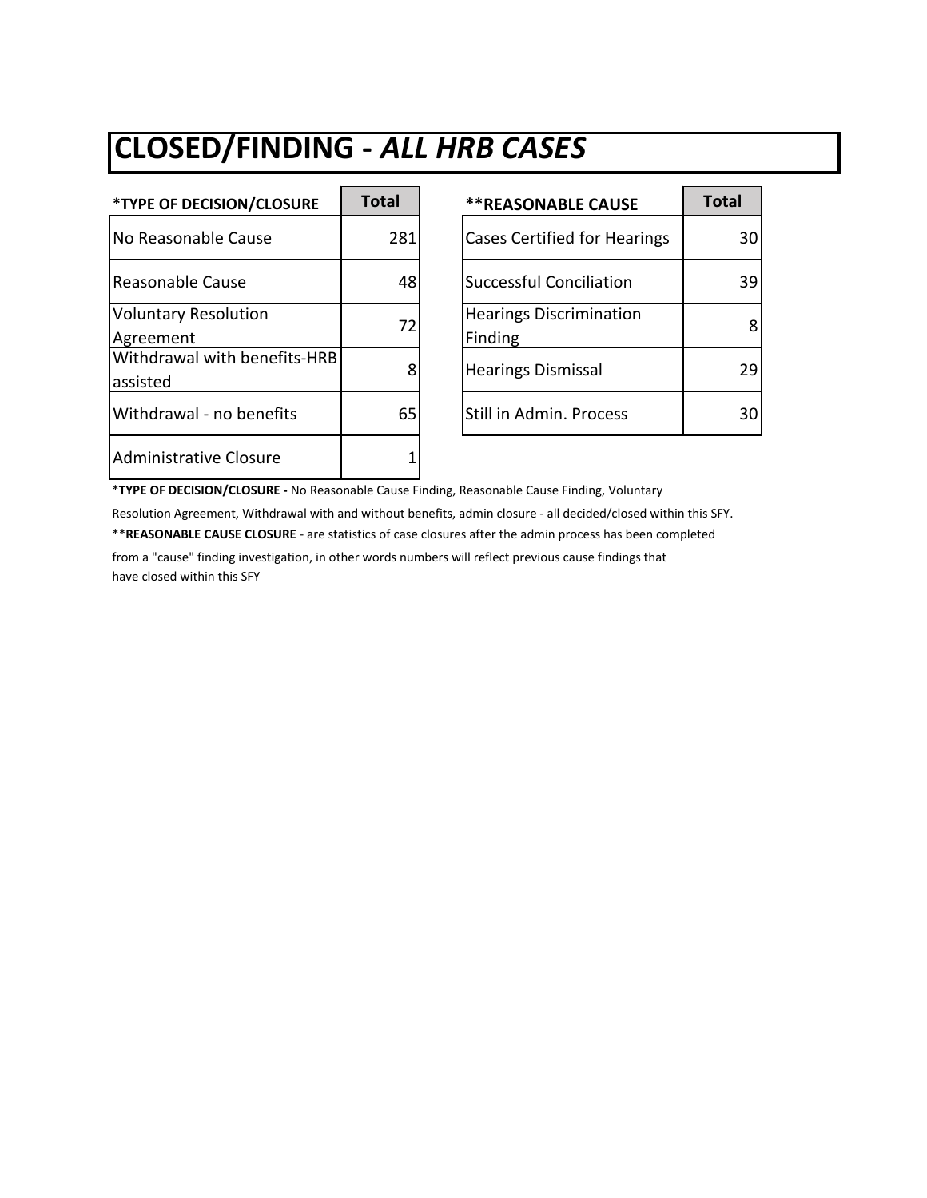# CLOSED/FINDING - *ALL HRB CASES*

| *TYPE OF DECISION/CLOSURE | Total |
|---|---|
| No Reasonable Cause | 281 |
| Reasonable Cause | 48 |
| Voluntary Resolution Agreement | 72 |
| Withdrawal with benefits-HRB assisted | 8 |
| Withdrawal - no benefits | 65 |
| Administrative Closure | 1 |

| **REASONABLE CAUSE | Total |
|---|---|
| Cases Certified for Hearings | 30 |
| Successful Conciliation | 39 |
| Hearings Discrimination Finding | 8 |
| Hearings Dismissal | 29 |
| Still in Admin. Process | 30 |

*__TYPE OF DECISION/CLOSURE -__ No Reasonable Cause Finding, Reasonable Cause Finding, Voluntary Resolution Agreement, Withdrawal with and without benefits, admin closure - all decided/closed within this SFY.

**__REASONABLE CAUSE CLOSURE__ - are statistics of case closures after the admin process has been completed from a "cause" finding investigation, in other words numbers will reflect previous cause findings that have closed within this SFY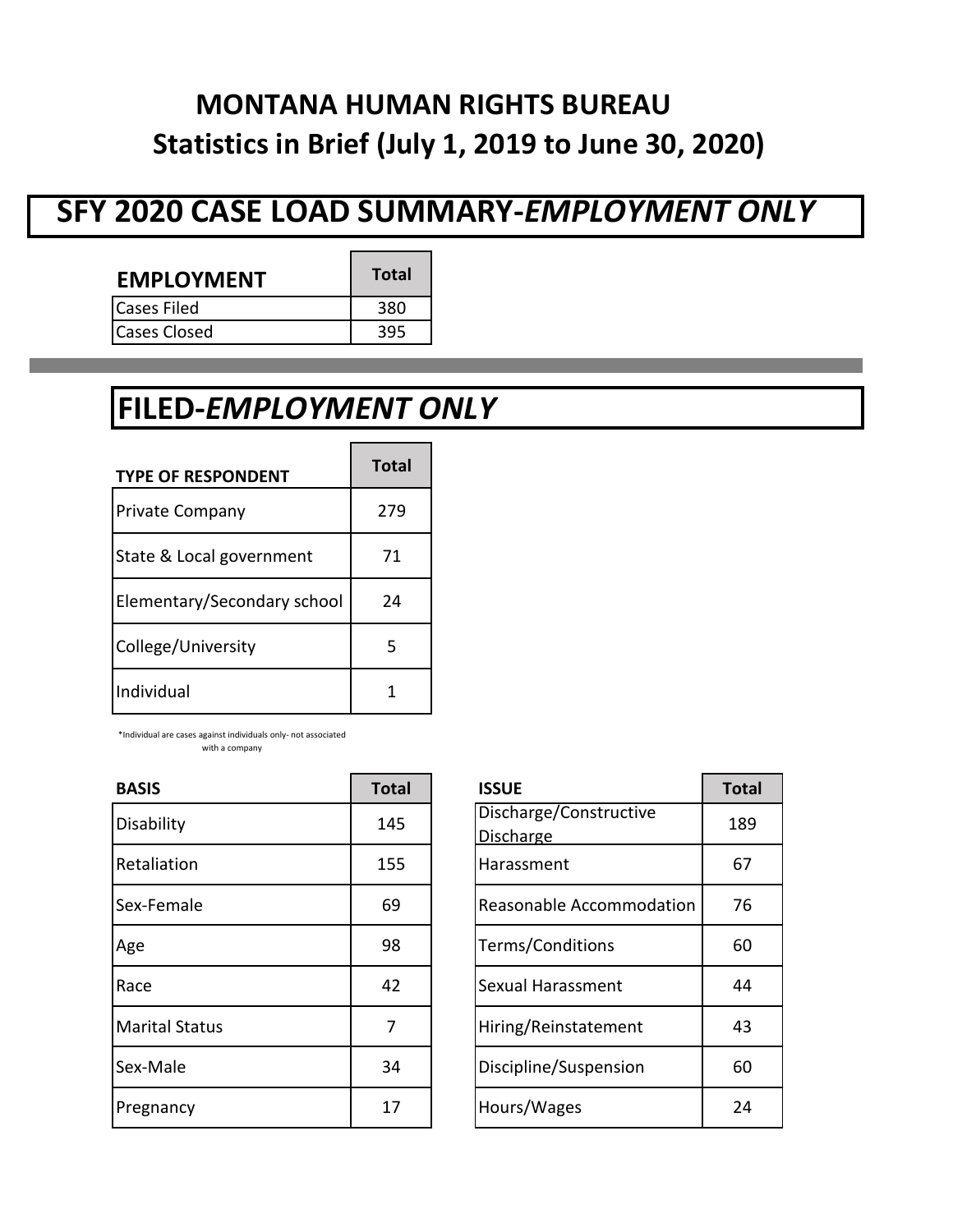# MONTANA HUMAN RIGHTS BUREAU
## Statistics in Brief (July 1, 2019 to June 30, 2020)

## SFY 2020 CASE LOAD SUMMARY-*EMPLOYMENT ONLY*

| EMPLOYMENT | Total |
|---|---|
| Cases Filed | 380 |
| Cases Closed | 395 |

## FILED-*EMPLOYMENT ONLY*

| TYPE OF RESPONDENT | Total |
|---|---|
| Private Company | 279 |
| State & Local government | 71 |
| Elementary/Secondary school | 24 |
| College/University | 5 |
| Individual | 1 |

*Individual are cases against individuals only- not associated with a company

| BASIS | Total |
|---|---|
| Disability | 145 |
| Retaliation | 155 |
| Sex-Female | 69 |
| Age | 98 |
| Race | 42 |
| Marital Status | 7 |
| Sex-Male | 34 |
| Pregnancy | 17 |

| ISSUE | Total |
|---|---|
| Discharge/Constructive Discharge | 189 |
| Harassment | 67 |
| Reasonable Accommodation | 76 |
| Terms/Conditions | 60 |
| Sexual Harassment | 44 |
| Hiring/Reinstatement | 43 |
| Discipline/Suspension | 60 |
| Hours/Wages | 24 |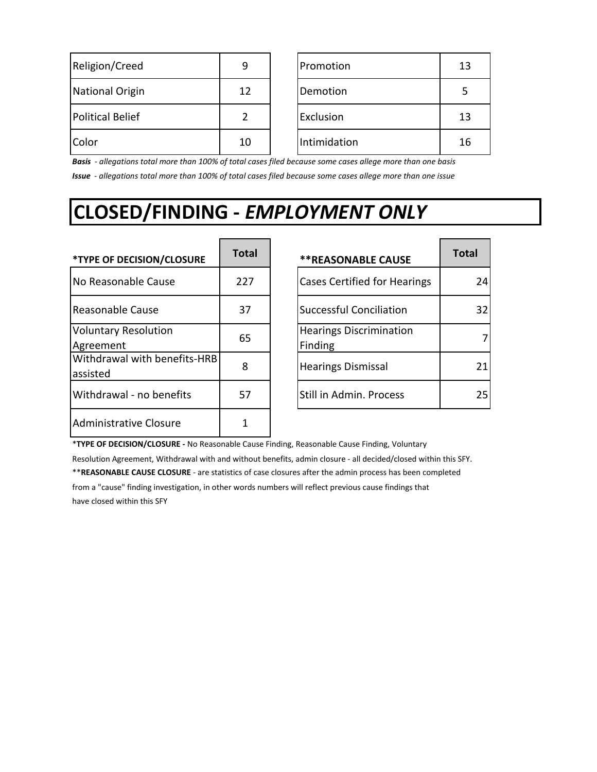| | |
|---|---|
| Religion/Creed | 9 |
| National Origin | 12 |
| Political Belief | 2 |
| Color | 10 |

| | |
|---|---|
| Promotion | 13 |
| Demotion | 5 |
| Exclusion | 13 |
| Intimidation | 16 |

***Basis*** *- allegations total more than 100% of total cases filed because some cases allege more than one basis*

***Issue*** *- allegations total more than 100% of total cases filed because some cases allege more than one issue*

# CLOSED/FINDING - *EMPLOYMENT ONLY*

| *TYPE OF DECISION/CLOSURE | Total |
|---|---|
| No Reasonable Cause | 227 |
| Reasonable Cause | 37 |
| Voluntary Resolution Agreement | 65 |
| Withdrawal with benefits-HRB assisted | 8 |
| Withdrawal - no benefits | 57 |
| Administrative Closure | 1 |

| **REASONABLE CAUSE | Total |
|---|---|
| Cases Certified for Hearings | 24 |
| Successful Conciliation | 32 |
| Hearings Discrimination Finding | 7 |
| Hearings Dismissal | 21 |
| Still in Admin. Process | 25 |

*__TYPE OF DECISION/CLOSURE -__ No Reasonable Cause Finding, Reasonable Cause Finding, Voluntary Resolution Agreement, Withdrawal with and without benefits, admin closure - all decided/closed within this SFY.

**__REASONABLE CAUSE CLOSURE__ - are statistics of case closures after the admin process has been completed from a "cause" finding investigation, in other words numbers will reflect previous cause findings that have closed within this SFY